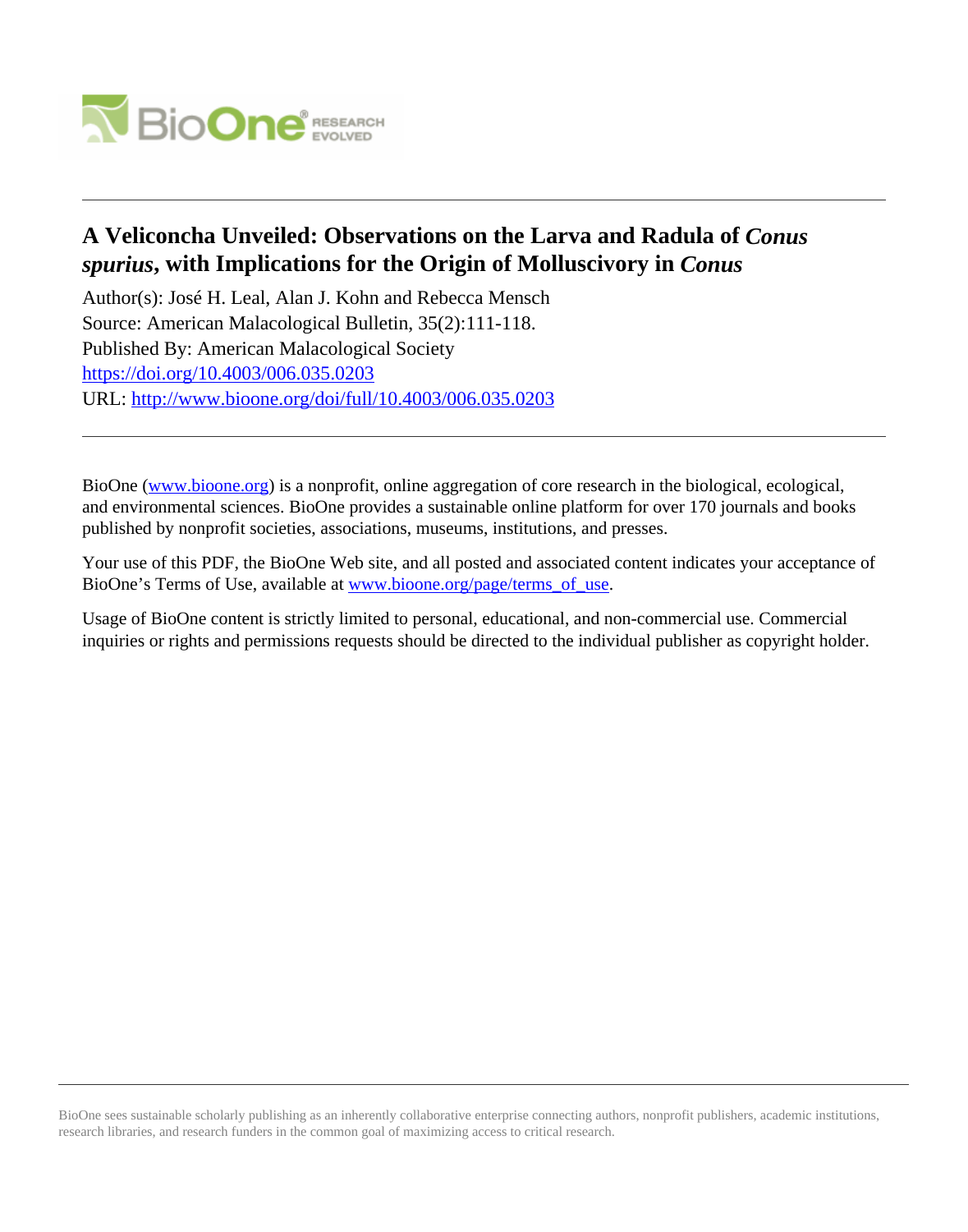# A Veliconcha Unveiled: Observations on the Larva and Radula of *Conus spurius*, with Implications for the Origin of Molluscivory in *Conus*

Author(s): José H. Leal, Alan J. Kohn and Rebecca Mensch

Source: American Malacological Bulletin, 35(2):111-118.

Published By: American Malacological Society

https://doi.org/10.4003/006.035.0203

URL: http://www.bioone.org/doi/full/10.4003/006.035.0203

---

BioOne (www.bioone.org) is a nonprofit, online aggregation of core research in the biological, ecological, and environmental sciences. BioOne provides a sustainable online platform for over 170 journals and books published by nonprofit societies, associations, museums, institutions, and presses.

Your use of this PDF, the BioOne Web site, and all posted and associated content indicates your acceptance of BioOne's Terms of Use, available at www.bioone.org/page/terms_of_use.

Usage of BioOne content is strictly limited to personal, educational, and non-commercial use. Commercial inquiries or rights and permissions requests should be directed to the individual publisher as copyright holder.

---

BioOne sees sustainable scholarly publishing as an inherently collaborative enterprise connecting authors, nonprofit publishers, academic institutions, research libraries, and research funders in the common goal of maximizing access to critical research.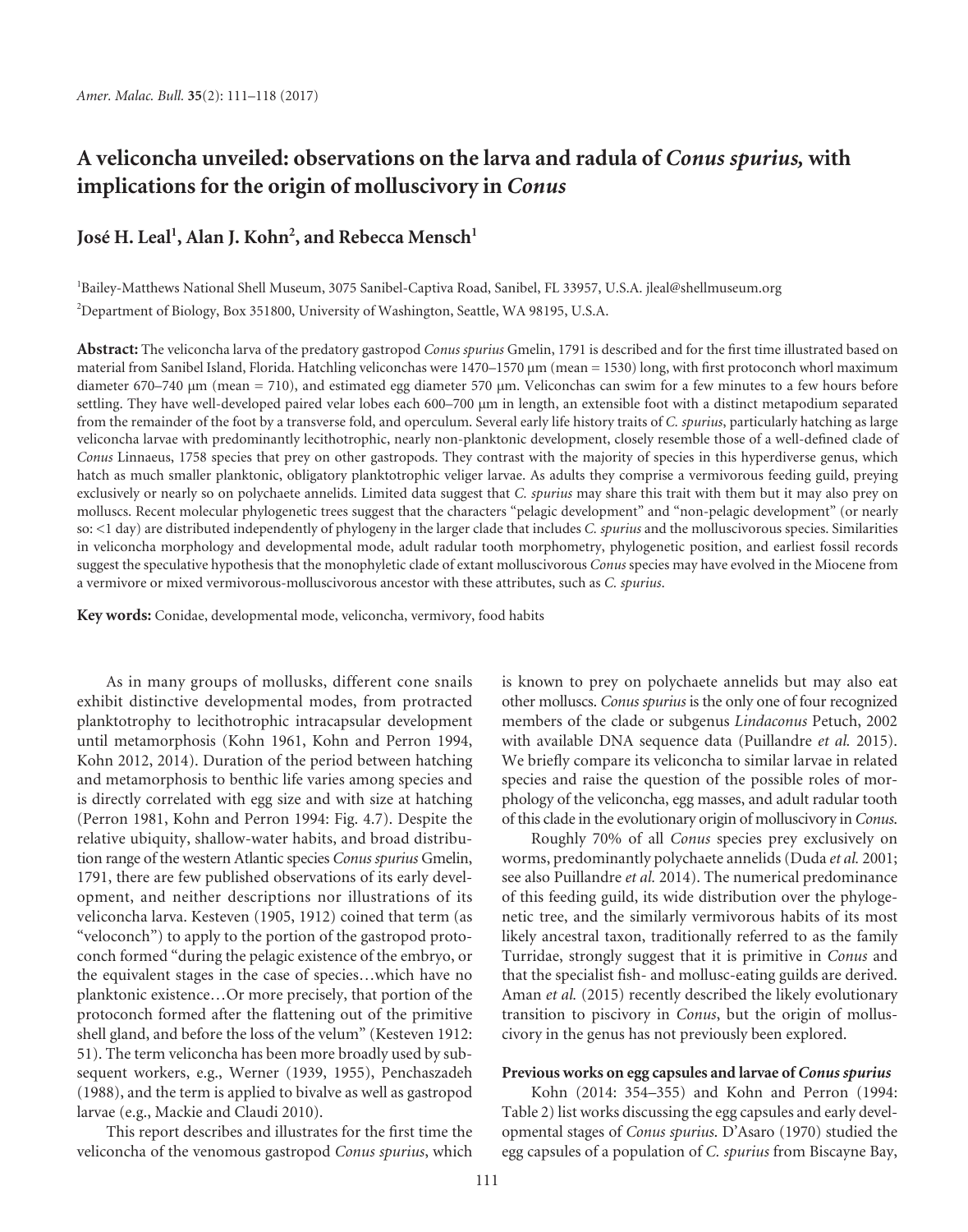# A veliconcha unveiled: observations on the larva and radula of *Conus spurius,* with implications for the origin of molluscivory in *Conus*

**José H. Leal[1], Alan J. Kohn[2], and Rebecca Mensch[1]**

[1]Bailey-Matthews National Shell Museum, 3075 Sanibel-Captiva Road, Sanibel, FL 33957, U.S.A. jleal@shellmuseum.org

[2]Department of Biology, Box 351800, University of Washington, Seattle, WA 98195, U.S.A.

**Abstract:** The veliconcha larva of the predatory gastropod *Conus spurius* Gmelin, 1791 is described and for the first time illustrated based on material from Sanibel Island, Florida. Hatchling veliconchas were 1470–1570 μm (mean = 1530) long, with first protoconch whorl maximum diameter 670–740 μm (mean = 710), and estimated egg diameter 570 μm. Veliconchas can swim for a few minutes to a few hours before settling. They have well-developed paired velar lobes each 600–700 μm in length, an extensible foot with a distinct metapodium separated from the remainder of the foot by a transverse fold, and operculum. Several early life history traits of *C. spurius*, particularly hatching as large veliconcha larvae with predominantly lecithotrophic, nearly non-planktonic development, closely resemble those of a well-defined clade of *Conus* Linnaeus, 1758 species that prey on other gastropods. They contrast with the majority of species in this hyperdiverse genus, which hatch as much smaller planktonic, obligatory planktotrophic veliger larvae. As adults they comprise a vermivorous feeding guild, preying exclusively or nearly so on polychaete annelids. Limited data suggest that *C. spurius* may share this trait with them but it may also prey on molluscs. Recent molecular phylogenetic trees suggest that the characters "pelagic development" and "non-pelagic development" (or nearly so: <1 day) are distributed independently of phylogeny in the larger clade that includes *C. spurius* and the molluscivorous species. Similarities in veliconcha morphology and developmental mode, adult radular tooth morphometry, phylogenetic position, and earliest fossil records suggest the speculative hypothesis that the monophyletic clade of extant molluscivorous *Conus* species may have evolved in the Miocene from a vermivore or mixed vermivorous-molluscivorous ancestor with these attributes, such as *C. spurius*.

**Key words:** Conidae, developmental mode, veliconcha, vermivory, food habits

As in many groups of mollusks, different cone snails exhibit distinctive developmental modes, from protracted planktotrophy to lecithotrophic intracapsular development until metamorphosis (Kohn 1961, Kohn and Perron 1994, Kohn 2012, 2014). Duration of the period between hatching and metamorphosis to benthic life varies among species and is directly correlated with egg size and with size at hatching (Perron 1981, Kohn and Perron 1994: Fig. 4.7). Despite the relative ubiquity, shallow-water habits, and broad distribution range of the western Atlantic species *Conus spurius* Gmelin, 1791, there are few published observations of its early development, and neither descriptions nor illustrations of its veliconcha larva. Kesteven (1905, 1912) coined that term (as "veloconch") to apply to the portion of the gastropod protoconch formed "during the pelagic existence of the embryo, or the equivalent stages in the case of species…which have no planktonic existence…Or more precisely, that portion of the protoconch formed after the flattening out of the primitive shell gland, and before the loss of the velum" (Kesteven 1912: 51). The term veliconcha has been more broadly used by subsequent workers, e.g., Werner (1939, 1955), Penchaszadeh (1988), and the term is applied to bivalve as well as gastropod larvae (e.g., Mackie and Claudi 2010).

This report describes and illustrates for the first time the veliconcha of the venomous gastropod *Conus spurius*, which is known to prey on polychaete annelids but may also eat other molluscs. *Conus spurius* is the only one of four recognized members of the clade or subgenus *Lindaconus* Petuch, 2002 with available DNA sequence data (Puillandre *et al.* 2015). We briefly compare its veliconcha to similar larvae in related species and raise the question of the possible roles of morphology of the veliconcha, egg masses, and adult radular tooth of this clade in the evolutionary origin of molluscivory in *Conus*.

Roughly 70% of all *Conus* species prey exclusively on worms, predominantly polychaete annelids (Duda *et al.* 2001; see also Puillandre *et al.* 2014). The numerical predominance of this feeding guild, its wide distribution over the phylogenetic tree, and the similarly vermivorous habits of its most likely ancestral taxon, traditionally referred to as the family Turridae, strongly suggest that it is primitive in *Conus* and that the specialist fish- and mollusc-eating guilds are derived. Aman *et al.* (2015) recently described the likely evolutionary transition to piscivory in *Conus*, but the origin of molluscivory in the genus has not previously been explored.

### Previous works on egg capsules and larvae of *Conus spurius*

Kohn (2014: 354–355) and Kohn and Perron (1994: Table 2) list works discussing the egg capsules and early developmental stages of *Conus spurius*. D'Asaro (1970) studied the egg capsules of a population of *C. spurius* from Biscayne Bay,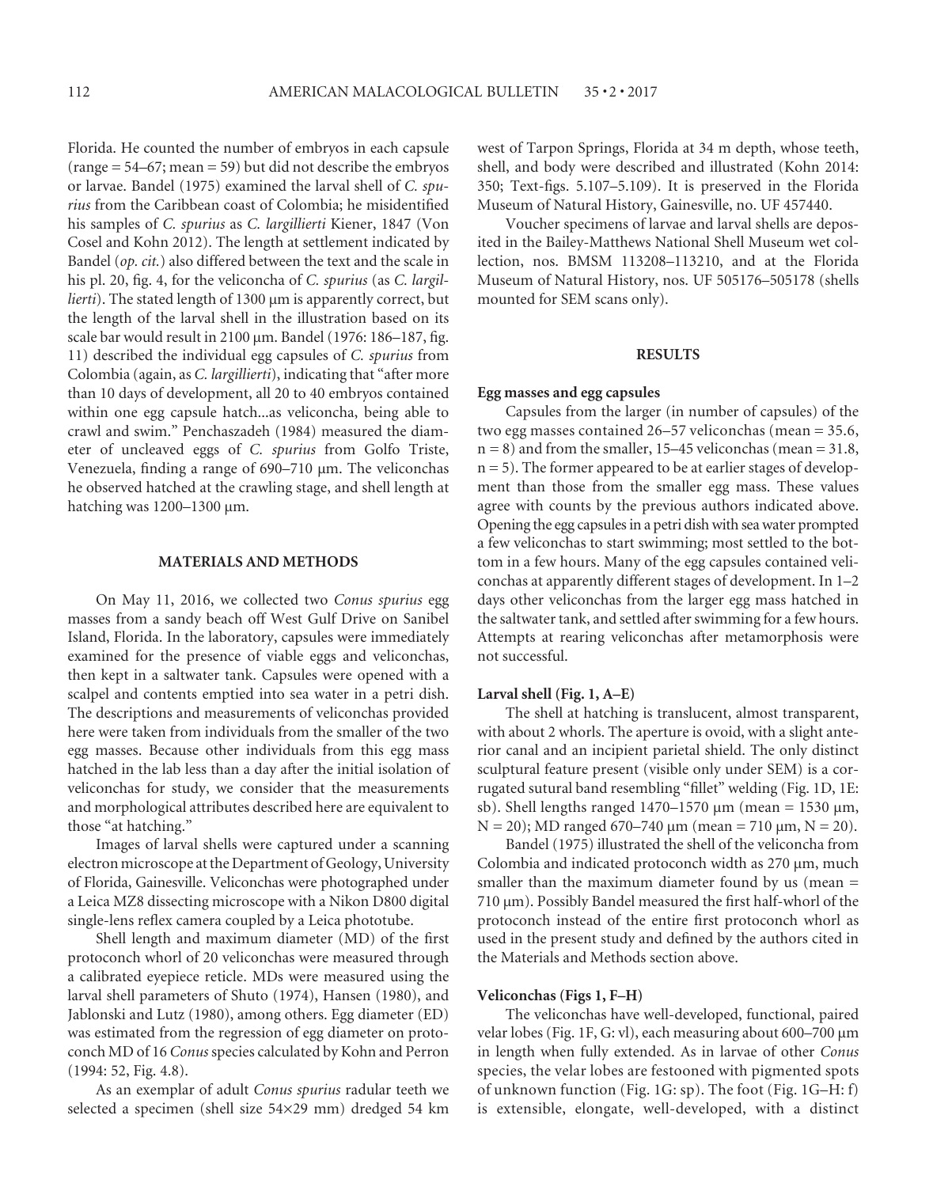Florida. He counted the number of embryos in each capsule (range = 54–67; mean = 59) but did not describe the embryos or larvae. Bandel (1975) examined the larval shell of *C. spurius* from the Caribbean coast of Colombia; he misidentified his samples of *C. spurius* as *C. largillierti* Kiener, 1847 (Von Cosel and Kohn 2012). The length at settlement indicated by Bandel (*op. cit.*) also differed between the text and the scale in his pl. 20, fig. 4, for the veliconcha of *C. spurius* (as *C. largillierti*). The stated length of 1300 µm is apparently correct, but the length of the larval shell in the illustration based on its scale bar would result in 2100 µm. Bandel (1976: 186–187, fig. 11) described the individual egg capsules of *C. spurius* from Colombia (again, as *C. largillierti*), indicating that "after more than 10 days of development, all 20 to 40 embryos contained within one egg capsule hatch...as veliconcha, being able to crawl and swim." Penchaszadeh (1984) measured the diameter of uncleaved eggs of *C. spurius* from Golfo Triste, Venezuela, finding a range of 690–710 µm. The veliconchas he observed hatched at the crawling stage, and shell length at hatching was 1200–1300 µm.

## MATERIALS AND METHODS

On May 11, 2016, we collected two *Conus spurius* egg masses from a sandy beach off West Gulf Drive on Sanibel Island, Florida. In the laboratory, capsules were immediately examined for the presence of viable eggs and veliconchas, then kept in a saltwater tank. Capsules were opened with a scalpel and contents emptied into sea water in a petri dish. The descriptions and measurements of veliconchas provided here were taken from individuals from the smaller of the two egg masses. Because other individuals from this egg mass hatched in the lab less than a day after the initial isolation of veliconchas for study, we consider that the measurements and morphological attributes described here are equivalent to those "at hatching."

Images of larval shells were captured under a scanning electron microscope at the Department of Geology, University of Florida, Gainesville. Veliconchas were photographed under a Leica MZ8 dissecting microscope with a Nikon D800 digital single-lens reflex camera coupled by a Leica phototube.

Shell length and maximum diameter (MD) of the first protoconch whorl of 20 veliconchas were measured through a calibrated eyepiece reticle. MDs were measured using the larval shell parameters of Shuto (1974), Hansen (1980), and Jablonski and Lutz (1980), among others. Egg diameter (ED) was estimated from the regression of egg diameter on protoconch MD of 16 *Conus* species calculated by Kohn and Perron (1994: 52, Fig. 4.8).

As an exemplar of adult *Conus spurius* radular teeth we selected a specimen (shell size 54×29 mm) dredged 54 km west of Tarpon Springs, Florida at 34 m depth, whose teeth, shell, and body were described and illustrated (Kohn 2014: 350; Text-figs. 5.107–5.109). It is preserved in the Florida Museum of Natural History, Gainesville, no. UF 457440.

Voucher specimens of larvae and larval shells are deposited in the Bailey-Matthews National Shell Museum wet collection, nos. BMSM 113208–113210, and at the Florida Museum of Natural History, nos. UF 505176–505178 (shells mounted for SEM scans only).

## RESULTS

### Egg masses and egg capsules

Capsules from the larger (in number of capsules) of the two egg masses contained 26–57 veliconchas (mean = 35.6, n = 8) and from the smaller, 15–45 veliconchas (mean = 31.8, n = 5). The former appeared to be at earlier stages of development than those from the smaller egg mass. These values agree with counts by the previous authors indicated above. Opening the egg capsules in a petri dish with sea water prompted a few veliconchas to start swimming; most settled to the bottom in a few hours. Many of the egg capsules contained veliconchas at apparently different stages of development. In 1–2 days other veliconchas from the larger egg mass hatched in the saltwater tank, and settled after swimming for a few hours. Attempts at rearing veliconchas after metamorphosis were not successful.

### Larval shell (Fig. 1, A–E)

The shell at hatching is translucent, almost transparent, with about 2 whorls. The aperture is ovoid, with a slight anterior canal and an incipient parietal shield. The only distinct sculptural feature present (visible only under SEM) is a corrugated sutural band resembling "fillet" welding (Fig. 1D, 1E: sb). Shell lengths ranged 1470–1570 µm (mean = 1530 µm, N = 20); MD ranged 670–740 µm (mean = 710 µm, N = 20).

Bandel (1975) illustrated the shell of the veliconcha from Colombia and indicated protoconch width as 270 µm, much smaller than the maximum diameter found by us (mean = 710 µm). Possibly Bandel measured the first half-whorl of the protoconch instead of the entire first protoconch whorl as used in the present study and defined by the authors cited in the Materials and Methods section above.

### Veliconchas (Figs 1, F–H)

The veliconchas have well-developed, functional, paired velar lobes (Fig. 1F, G: vl), each measuring about 600–700 µm in length when fully extended. As in larvae of other *Conus* species, the velar lobes are festooned with pigmented spots of unknown function (Fig. 1G: sp). The foot (Fig. 1G–H: f) is extensible, elongate, well-developed, with a distinct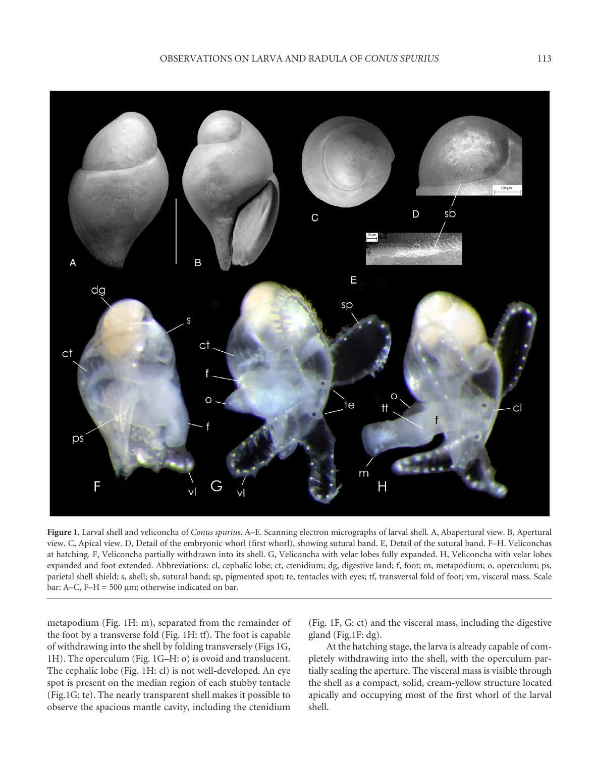**Figure 1.** Larval shell and veliconcha of *Conus spurius*. A–E. Scanning electron micrographs of larval shell. A, Abapertural view. B, Apertural view. C, Apical view. D, Detail of the embryonic whorl (first whorl), showing sutural band. E, Detail of the sutural band. F–H. Veliconchas at hatching. F, Veliconcha partially withdrawn into its shell. G, Veliconcha with velar lobes fully expanded. H, Veliconcha with velar lobes expanded and foot extended. Abbreviations: cl, cephalic lobe; ct, ctenidium; dg, digestive land; f, foot; m, metapodium; o, operculum; ps, parietal shell shield; s, shell; sb, sutural band; sp, pigmented spot; te, tentacles with eyes; tf, transversal fold of foot; vm, visceral mass. Scale bar: A–C, F–H = 500 μm; otherwise indicated on bar.

metapodium (Fig. 1H: m), separated from the remainder of the foot by a transverse fold (Fig. 1H: tf). The foot is capable of withdrawing into the shell by folding transversely (Figs 1G, 1H). The operculum (Fig. 1G–H: o) is ovoid and translucent. The cephalic lobe (Fig. 1H: cl) is not well-developed. An eye spot is present on the median region of each stubby tentacle (Fig.1G: te). The nearly transparent shell makes it possible to observe the spacious mantle cavity, including the ctenidium (Fig. 1F, G: ct) and the visceral mass, including the digestive gland (Fig.1F: dg).

At the hatching stage, the larva is already capable of completely withdrawing into the shell, with the operculum partially sealing the aperture. The visceral mass is visible through the shell as a compact, solid, cream-yellow structure located apically and occupying most of the first whorl of the larval shell.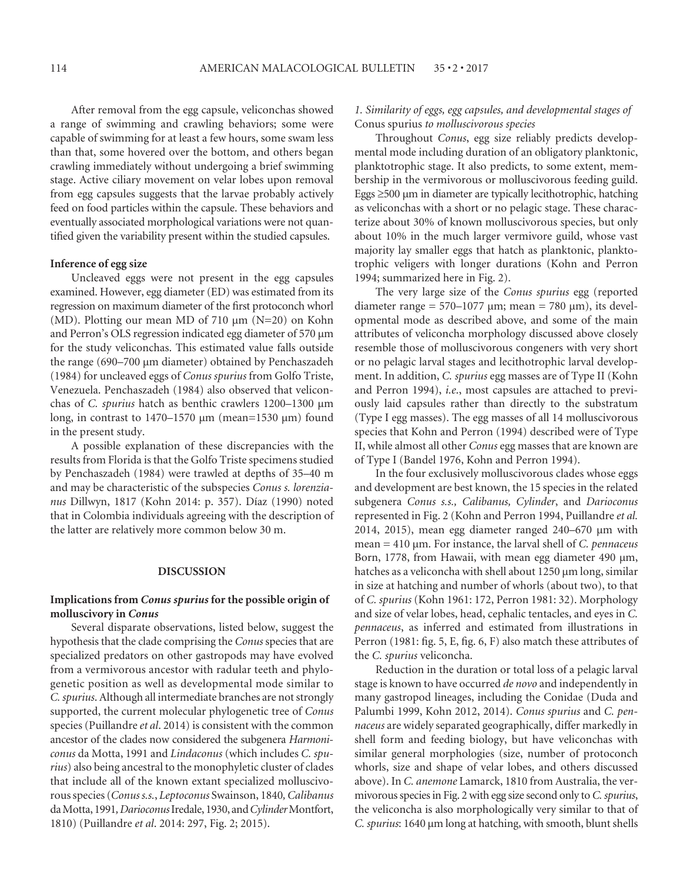After removal from the egg capsule, veliconchas showed a range of swimming and crawling behaviors; some were capable of swimming for at least a few hours, some swam less than that, some hovered over the bottom, and others began crawling immediately without undergoing a brief swimming stage. Active ciliary movement on velar lobes upon removal from egg capsules suggests that the larvae probably actively feed on food particles within the capsule. These behaviors and eventually associated morphological variations were not quantified given the variability present within the studied capsules.

### Inference of egg size

Uncleaved eggs were not present in the egg capsules examined. However, egg diameter (ED) was estimated from its regression on maximum diameter of the first protoconch whorl (MD). Plotting our mean MD of 710 μm (N=20) on Kohn and Perron's OLS regression indicated egg diameter of 570 μm for the study veliconchas. This estimated value falls outside the range (690–700 μm diameter) obtained by Penchaszadeh (1984) for uncleaved eggs of *Conus spurius* from Golfo Triste, Venezuela. Penchaszadeh (1984) also observed that veliconchas of *C. spurius* hatch as benthic crawlers 1200–1300 μm long, in contrast to 1470–1570 μm (mean=1530 μm) found in the present study.

A possible explanation of these discrepancies with the results from Florida is that the Golfo Triste specimens studied by Penchaszadeh (1984) were trawled at depths of 35–40 m and may be characteristic of the subspecies *Conus s. lorenzianus* Dillwyn, 1817 (Kohn 2014: p. 357). Díaz (1990) noted that in Colombia individuals agreeing with the description of the latter are relatively more common below 30 m.

## DISCUSSION

### Implications from *Conus spurius* for the possible origin of molluscivory in *Conus*

Several disparate observations, listed below, suggest the hypothesis that the clade comprising the *Conus* species that are specialized predators on other gastropods may have evolved from a vermivorous ancestor with radular teeth and phylogenetic position as well as developmental mode similar to *C. spurius*. Although all intermediate branches are not strongly supported, the current molecular phylogenetic tree of *Conus* species (Puillandre *et al*. 2014) is consistent with the common ancestor of the clades now considered the subgenera *Harmoniconus* da Motta, 1991 and *Lindaconus* (which includes *C. spurius*) also being ancestral to the monophyletic cluster of clades that include all of the known extant specialized molluscivorous species (*Conus s.s.*, *Leptoconus* Swainson, 1840, *Calibanus* da Motta, 1991, *Darioconus* Iredale, 1930, and *Cylinder* Montfort, 1810) (Puillandre *et al*. 2014: 297, Fig. 2; 2015).

*1. Similarity of eggs, egg capsules, and developmental stages of* Conus spurius *to molluscivorous species*

Throughout *Conus*, egg size reliably predicts developmental mode including duration of an obligatory planktonic, planktotrophic stage. It also predicts, to some extent, membership in the vermivorous or molluscivorous feeding guild. Eggs ≥500 μm in diameter are typically lecithotrophic, hatching as veliconchas with a short or no pelagic stage. These characterize about 30% of known molluscivorous species, but only about 10% in the much larger vermivore guild, whose vast majority lay smaller eggs that hatch as planktonic, planktotrophic veligers with longer durations (Kohn and Perron 1994; summarized here in Fig. 2).

The very large size of the *Conus spurius* egg (reported diameter range = 570–1077 μm; mean = 780 μm), its developmental mode as described above, and some of the main attributes of veliconcha morphology discussed above closely resemble those of molluscivorous congeners with very short or no pelagic larval stages and lecithotrophic larval development. In addition, *C. spurius* egg masses are of Type II (Kohn and Perron 1994), *i.e.*, most capsules are attached to previously laid capsules rather than directly to the substratum (Type I egg masses). The egg masses of all 14 molluscivorous species that Kohn and Perron (1994) described were of Type II, while almost all other *Conus* egg masses that are known are of Type I (Bandel 1976, Kohn and Perron 1994).

In the four exclusively molluscivorous clades whose eggs and development are best known, the 15 species in the related subgenera *Conus s.s., Calibanus, Cylinder*, and *Darioconus* represented in Fig. 2 (Kohn and Perron 1994, Puillandre *et al.* 2014, 2015), mean egg diameter ranged 240–670 μm with mean = 410 μm. For instance, the larval shell of *C. pennaceus* Born, 1778, from Hawaii, with mean egg diameter 490 μm, hatches as a veliconcha with shell about 1250 μm long, similar in size at hatching and number of whorls (about two), to that of *C. spurius* (Kohn 1961: 172, Perron 1981: 32). Morphology and size of velar lobes, head, cephalic tentacles, and eyes in *C. pennaceus*, as inferred and estimated from illustrations in Perron (1981: fig. 5, E, fig. 6, F) also match these attributes of the *C. spurius* veliconcha.

Reduction in the duration or total loss of a pelagic larval stage is known to have occurred *de novo* and independently in many gastropod lineages, including the Conidae (Duda and Palumbi 1999, Kohn 2012, 2014). *Conus spurius* and *C. pennaceus* are widely separated geographically, differ markedly in shell form and feeding biology, but have veliconchas with similar general morphologies (size, number of protoconch whorls, size and shape of velar lobes, and others discussed above). In *C. anemone* Lamarck, 1810 from Australia, the vermivorous species in Fig. 2 with egg size second only to *C. spurius*, the veliconcha is also morphologically very similar to that of *C. spurius*: 1640 μm long at hatching, with smooth, blunt shells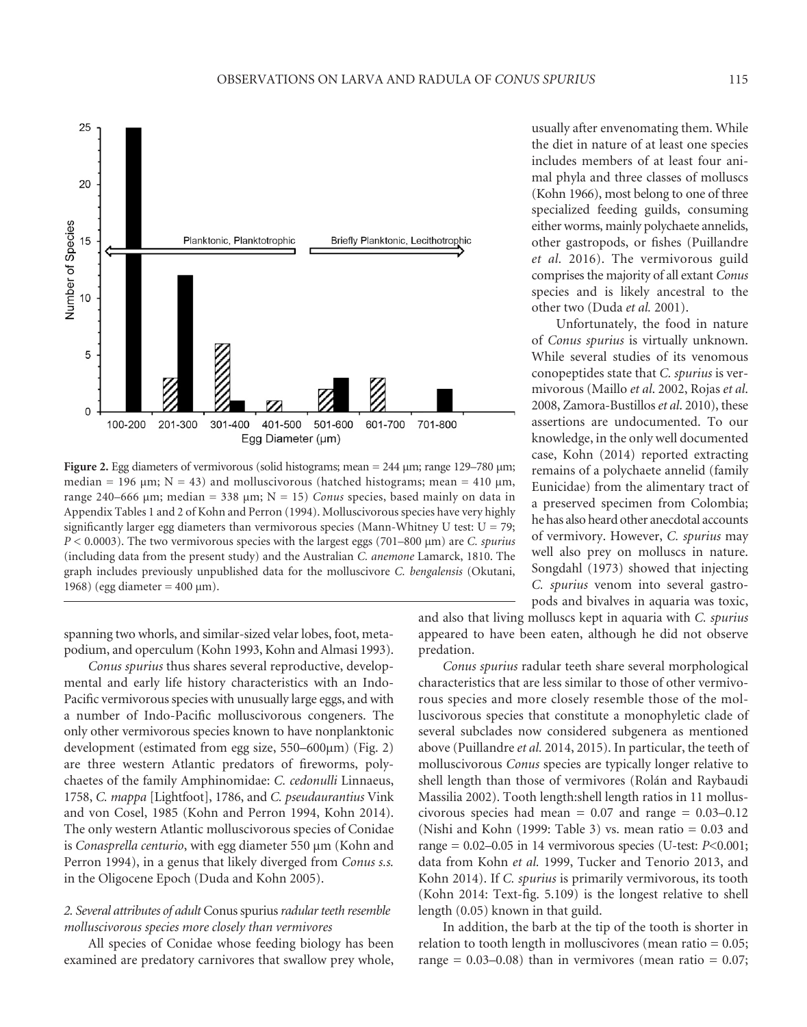**Figure 2.** Egg diameters of vermivorous (solid histograms; mean = 244 μm; range 129–780 μm; median = 196 μm; N = 43) and molluscivorous (hatched histograms; mean = 410 μm, range 240–666 μm; median = 338 μm; N = 15) *Conus* species, based mainly on data in Appendix Tables 1 and 2 of Kohn and Perron (1994). Molluscivorous species have very highly significantly larger egg diameters than vermivorous species (Mann-Whitney U test: U = 79; $P < 0.0003$). The two vermivorous species with the largest eggs (701–800 μm) are *C. spurius* (including data from the present study) and the Australian *C. anemone* Lamarck, 1810. The graph includes previously unpublished data for the molluscivore *C. bengalensis* (Okutani, 1968) (egg diameter = 400 μm).

spanning two whorls, and similar-sized velar lobes, foot, metapodium, and operculum (Kohn 1993, Kohn and Almasi 1993).

*Conus spurius* thus shares several reproductive, developmental and early life history characteristics with an Indo-Pacific vermivorous species with unusually large eggs, and with a number of Indo-Pacific molluscivorous congeners. The only other vermivorous species known to have nonplanktonic development (estimated from egg size, 550–600μm) (Fig. 2) are three western Atlantic predators of fireworms, polychaetes of the family Amphinomidae: *C. cedonulli* Linnaeus, 1758, *C. mappa* [Lightfoot], 1786, and *C. pseudaurantius* Vink and von Cosel, 1985 (Kohn and Perron 1994, Kohn 2014). The only western Atlantic molluscivorous species of Conidae is *Conasprella centurio*, with egg diameter 550 μm (Kohn and Perron 1994), in a genus that likely diverged from *Conus s.s.* in the Oligocene Epoch (Duda and Kohn 2005).

*2. Several attributes of adult* Conus spurius *radular teeth resemble molluscivorous species more closely than vermivores*

All species of Conidae whose feeding biology has been examined are predatory carnivores that swallow prey whole, usually after envenomating them. While the diet in nature of at least one species includes members of at least four animal phyla and three classes of molluscs (Kohn 1966), most belong to one of three specialized feeding guilds, consuming either worms, mainly polychaete annelids, other gastropods, or fishes (Puillandre *et al.* 2016). The vermivorous guild comprises the majority of all extant *Conus* species and is likely ancestral to the other two (Duda *et al.* 2001).

Unfortunately, the food in nature of *Conus spurius* is virtually unknown. While several studies of its venomous conopeptides state that *C. spurius* is vermivorous (Maillo *et al.* 2002, Rojas *et al.* 2008, Zamora-Bustillos *et al.* 2010), these assertions are undocumented. To our knowledge, in the only well documented case, Kohn (2014) reported extracting remains of a polychaete annelid (family Eunicidae) from the alimentary tract of a preserved specimen from Colombia; he has also heard other anecdotal accounts of vermivory. However, *C. spurius* may well also prey on molluscs in nature. Songdahl (1973) showed that injecting *C. spurius* venom into several gastropods and bivalves in aquaria was toxic, and also that living molluscs kept in aquaria with *C. spurius* appeared to have been eaten, although he did not observe predation.

*Conus spurius* radular teeth share several morphological characteristics that are less similar to those of other vermivorous species and more closely resemble those of the molluscivorous species that constitute a monophyletic clade of several subclades now considered subgenera as mentioned above (Puillandre *et al.* 2014, 2015). In particular, the teeth of molluscivorous *Conus* species are typically longer relative to shell length than those of vermivores (Rolán and Raybaudi Massilia 2002). Tooth length:shell length ratios in 11 molluscivorous species had mean = 0.07 and range = 0.03–0.12 (Nishi and Kohn (1999: Table 3) vs. mean ratio = 0.03 and range = 0.02–0.05 in 14 vermivorous species (U-test: $P<0.001$; data from Kohn *et al.* 1999, Tucker and Tenorio 2013, and Kohn 2014). If *C. spurius* is primarily vermivorous, its tooth (Kohn 2014: Text-fig. 5.109) is the longest relative to shell length (0.05) known in that guild.

In addition, the barb at the tip of the tooth is shorter in relation to tooth length in molluscivores (mean ratio = 0.05; range = 0.03–0.08) than in vermivores (mean ratio = 0.07;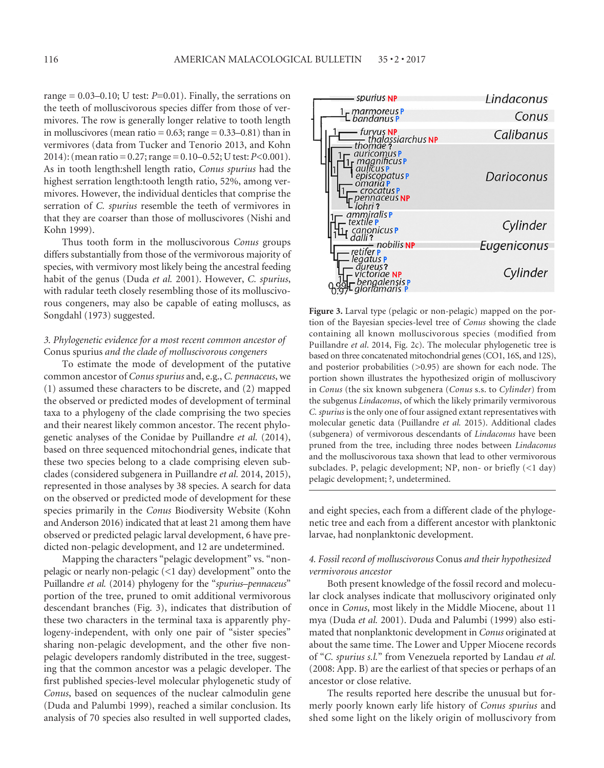range = 0.03–0.10; U test: $P$=0.01). Finally, the serrations on the teeth of molluscivorous species differ from those of vermivores. The row is generally longer relative to tooth length in molluscivores (mean ratio = 0.63; range = 0.33–0.81) than in vermivores (data from Tucker and Tenorio 2013, and Kohn 2014): (mean ratio = 0.27; range = 0.10–0.52; U test: $P$<0.001). As in tooth length:shell length ratio, *Conus spurius* had the highest serration length:tooth length ratio, 52%, among vermivores. However, the individual denticles that comprise the serration of *C. spurius* resemble the teeth of vermivores in that they are coarser than those of molluscivores (Nishi and Kohn 1999).

Thus tooth form in the molluscivorous *Conus* groups differs substantially from those of the vermivorous majority of species, with vermivory most likely being the ancestral feeding habit of the genus (Duda *et al.* 2001). However, *C. spurius*, with radular teeth closely resembling those of its molluscivorous congeners, may also be capable of eating molluscs, as Songdahl (1973) suggested.

*3. Phylogenetic evidence for a most recent common ancestor of* Conus spurius *and the clade of molluscivorous congeners*

To estimate the mode of development of the putative common ancestor of *Conus spurius* and, e.g., *C. pennaceus*, we (1) assumed these characters to be discrete, and (2) mapped the observed or predicted modes of development of terminal taxa to a phylogeny of the clade comprising the two species and their nearest likely common ancestor. The recent phylogenetic analyses of the Conidae by Puillandre *et al.* (2014), based on three sequenced mitochondrial genes, indicate that these two species belong to a clade comprising eleven subclades (considered subgenera in Puillandre *et al.* 2014, 2015), represented in those analyses by 38 species. A search for data on the observed or predicted mode of development for these species primarily in the *Conus* Biodiversity Website (Kohn and Anderson 2016) indicated that at least 21 among them have observed or predicted pelagic larval development, 6 have predicted non-pelagic development, and 12 are undetermined.

Mapping the characters "pelagic development" vs. "non-pelagic or nearly non-pelagic (<1 day) development" onto the Puillandre *et al.* (2014) phylogeny for the "*spurius–pennaceus*" portion of the tree, pruned to omit additional vermivorous descendant branches (Fig. 3), indicates that distribution of these two characters in the terminal taxa is apparently phylogeny-independent, with only one pair of "sister species" sharing non-pelagic development, and the other five non-pelagic developers randomly distributed in the tree, suggesting that the common ancestor was a pelagic developer. The first published species-level molecular phylogenetic study of *Conus*, based on sequences of the nuclear calmodulin gene (Duda and Palumbi 1999), reached a similar conclusion. Its analysis of 70 species also resulted in well supported clades, and eight species, each from a different clade of the phylogenetic tree and each from a different ancestor with planktonic larvae, had nonplanktonic development.

**Figure 3.** Larval type (pelagic or non-pelagic) mapped on the portion of the Bayesian species-level tree of *Conus* showing the clade containing all known molluscivorous species (modified from Puillandre *et al.* 2014, Fig. 2c). The molecular phylogenetic tree is based on three concatenated mitochondrial genes (CO1, 16S, and 12S), and posterior probabilities (>0.95) are shown for each node. The portion shown illustrates the hypothesized origin of molluscivory in *Conus* (the six known subgenera (*Conus* s.s. to *Cylinder*) from the subgenus *Lindaconus*, of which the likely primarily vermivorous *C. spurius* is the only one of four assigned extant representatives with molecular genetic data (Puillandre *et al.* 2015). Additional clades (subgenera) of vermivorous descendants of *Lindaconus* have been pruned from the tree, including three nodes between *Lindaconus* and the molluscivorous taxa shown that lead to other vermivorous subclades. P, pelagic development; NP, non- or briefly (<1 day) pelagic development; ?, undetermined.

*4. Fossil record of molluscivorous* Conus *and their hypothesized vermivorous ancestor*

Both present knowledge of the fossil record and molecular clock analyses indicate that molluscivory originated only once in *Conus*, most likely in the Middle Miocene, about 11 mya (Duda *et al.* 2001). Duda and Palumbi (1999) also estimated that nonplanktonic development in *Conus* originated at about the same time. The Lower and Upper Miocene records of "*C. spurius s.l.*" from Venezuela reported by Landau *et al.* (2008: App. B) are the earliest of that species or perhaps of an ancestor or close relative.

The results reported here describe the unusual but formerly poorly known early life history of *Conus spurius* and shed some light on the likely origin of molluscivory from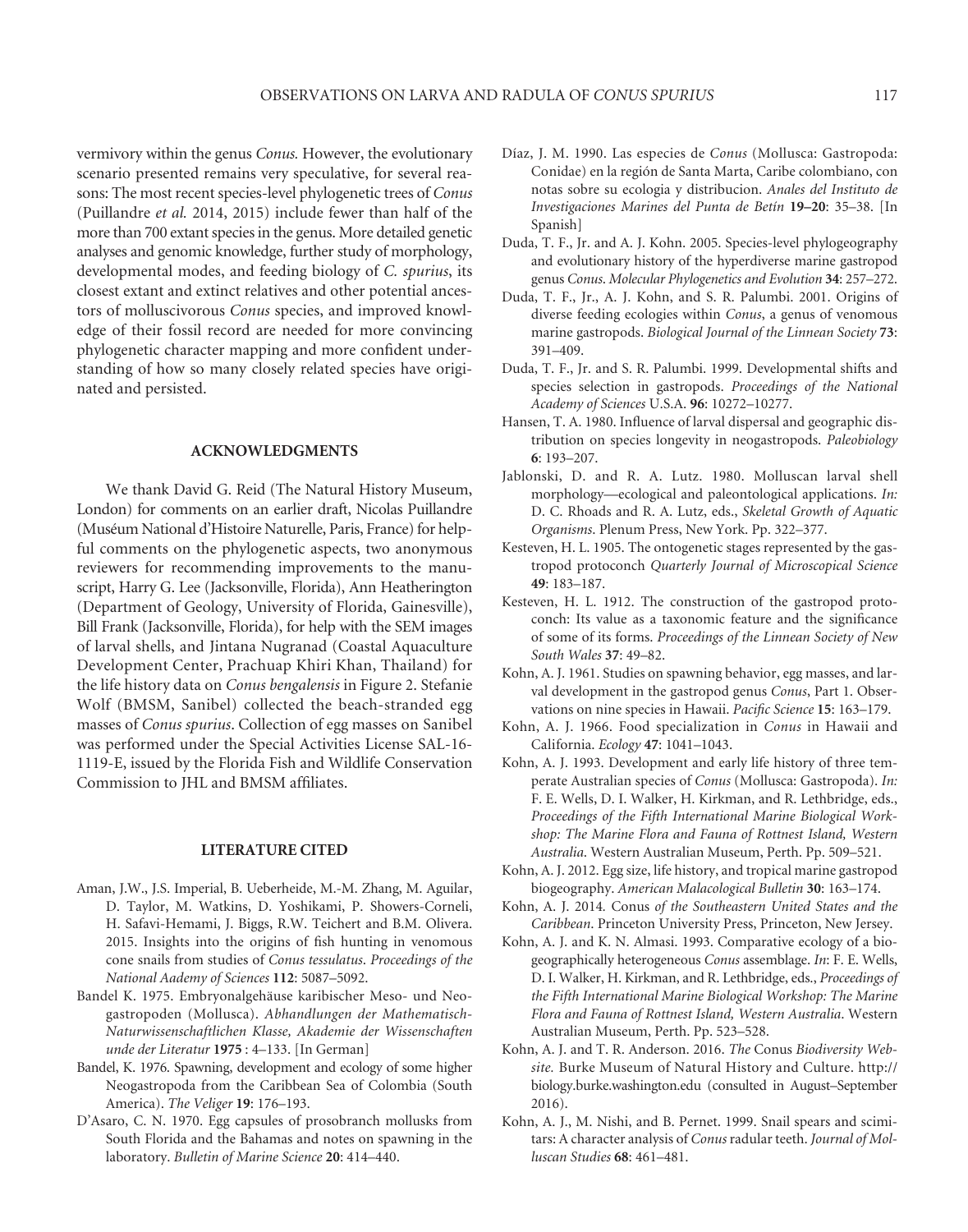vermivory within the genus *Conus*. However, the evolutionary scenario presented remains very speculative, for several reasons: The most recent species-level phylogenetic trees of *Conus* (Puillandre *et al.* 2014, 2015) include fewer than half of the more than 700 extant species in the genus. More detailed genetic analyses and genomic knowledge, further study of morphology, developmental modes, and feeding biology of *C. spurius*, its closest extant and extinct relatives and other potential ancestors of molluscivorous *Conus* species, and improved knowledge of their fossil record are needed for more convincing phylogenetic character mapping and more confident understanding of how so many closely related species have originated and persisted.

## ACKNOWLEDGMENTS

We thank David G. Reid (The Natural History Museum, London) for comments on an earlier draft, Nicolas Puillandre (Muséum National d'Histoire Naturelle, Paris, France) for helpful comments on the phylogenetic aspects, two anonymous reviewers for recommending improvements to the manuscript, Harry G. Lee (Jacksonville, Florida), Ann Heatherington (Department of Geology, University of Florida, Gainesville), Bill Frank (Jacksonville, Florida), for help with the SEM images of larval shells, and Jintana Nugranad (Coastal Aquaculture Development Center, Prachuap Khiri Khan, Thailand) for the life history data on *Conus bengalensis* in Figure 2. Stefanie Wolf (BMSM, Sanibel) collected the beach-stranded egg masses of *Conus spurius*. Collection of egg masses on Sanibel was performed under the Special Activities License SAL-16-1119-E, issued by the Florida Fish and Wildlife Conservation Commission to JHL and BMSM affiliates.

## LITERATURE CITED

Aman, J.W., J.S. Imperial, B. Ueberheide, M.-M. Zhang, M. Aguilar, D. Taylor, M. Watkins, D. Yoshikami, P. Showers-Corneli, H. Safavi-Hemami, J. Biggs, R.W. Teichert and B.M. Olivera. 2015. Insights into the origins of fish hunting in venomous cone snails from studies of *Conus tessulatus*. *Proceedings of the National Aademy of Sciences* **112**: 5087–5092.

Bandel K. 1975. Embryonalgehäuse karibischer Meso- und Neogastropoden (Mollusca). *Abhandlungen der Mathematisch-Naturwissenschaftlichen Klasse, Akademie der Wissenschaften unde der Literatur* **1975** : 4–133. [In German]

Bandel, K. 1976. Spawning, development and ecology of some higher Neogastropoda from the Caribbean Sea of Colombia (South America). *The Veliger* **19**: 176–193.

D'Asaro, C. N. 1970. Egg capsules of prosobranch mollusks from South Florida and the Bahamas and notes on spawning in the laboratory. *Bulletin of Marine Science* **20**: 414–440.

Díaz, J. M. 1990. Las especies de *Conus* (Mollusca: Gastropoda: Conidae) en la región de Santa Marta, Caribe colombiano, con notas sobre su ecologia y distribucion. *Anales del Instituto de Investigaciones Marines del Punta de Betín* **19–20**: 35–38. [In Spanish]

Duda, T. F., Jr. and A. J. Kohn. 2005. Species-level phylogeography and evolutionary history of the hyperdiverse marine gastropod genus *Conus*. *Molecular Phylogenetics and Evolution* **34**: 257–272.

Duda, T. F., Jr., A. J. Kohn, and S. R. Palumbi. 2001. Origins of diverse feeding ecologies within *Conus*, a genus of venomous marine gastropods. *Biological Journal of the Linnean Society* **73**: 391–409.

Duda, T. F., Jr. and S. R. Palumbi. 1999. Developmental shifts and species selection in gastropods. *Proceedings of the National Academy of Sciences* U.S.A. **96**: 10272–10277.

Hansen, T. A. 1980. Influence of larval dispersal and geographic distribution on species longevity in neogastropods. *Paleobiology* **6**: 193–207.

Jablonski, D. and R. A. Lutz. 1980. Molluscan larval shell morphology—ecological and paleontological applications. *In:* D. C. Rhoads and R. A. Lutz, eds., *Skeletal Growth of Aquatic Organisms*. Plenum Press, New York. Pp. 322–377.

Kesteven, H. L. 1905. The ontogenetic stages represented by the gastropod protoconch *Quarterly Journal of Microscopical Science* **49**: 183–187.

Kesteven, H. L. 1912. The construction of the gastropod protoconch: Its value as a taxonomic feature and the significance of some of its forms. *Proceedings of the Linnean Society of New South Wales* **37**: 49–82.

Kohn, A. J. 1961. Studies on spawning behavior, egg masses, and larval development in the gastropod genus *Conus*, Part 1. Observations on nine species in Hawaii. *Pacific Science* **15**: 163–179.

Kohn, A. J. 1966. Food specialization in *Conus* in Hawaii and California. *Ecology* **47**: 1041–1043.

Kohn, A. J. 1993. Development and early life history of three temperate Australian species of *Conus* (Mollusca: Gastropoda). *In:* F. E. Wells, D. I. Walker, H. Kirkman, and R. Lethbridge, eds., *Proceedings of the Fifth International Marine Biological Workshop: The Marine Flora and Fauna of Rottnest Island, Western Australia*. Western Australian Museum, Perth. Pp. 509–521.

Kohn, A. J. 2012. Egg size, life history, and tropical marine gastropod biogeography. *American Malacological Bulletin* **30**: 163–174.

Kohn, A. J. 2014. Conus *of the Southeastern United States and the Caribbean*. Princeton University Press, Princeton, New Jersey.

Kohn, A. J. and K. N. Almasi. 1993. Comparative ecology of a biogeographically heterogeneous *Conus* assemblage. *In*: F. E. Wells, D. I. Walker, H. Kirkman, and R. Lethbridge, eds., *Proceedings of the Fifth International Marine Biological Workshop: The Marine Flora and Fauna of Rottnest Island, Western Australia*. Western Australian Museum, Perth. Pp. 523–528.

Kohn, A. J. and T. R. Anderson. 2016. *The* Conus *Biodiversity Website.* Burke Museum of Natural History and Culture. http://biology.burke.washington.edu (consulted in August–September 2016).

Kohn, A. J., M. Nishi, and B. Pernet. 1999. Snail spears and scimitars: A character analysis of *Conus* radular teeth. *Journal of Molluscan Studies* **68**: 461–481.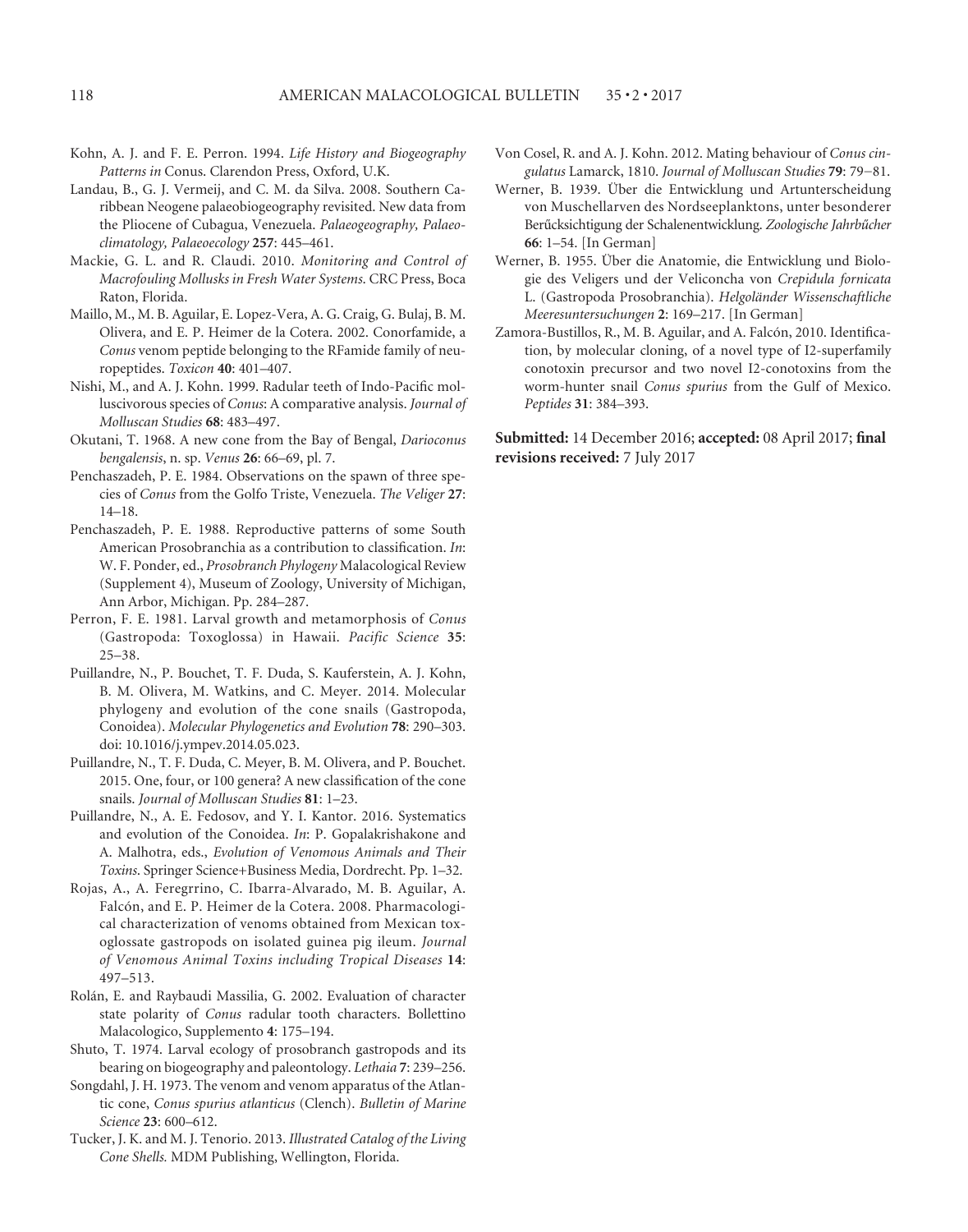Kohn, A. J. and F. E. Perron. 1994. *Life History and Biogeography Patterns in* Conus. Clarendon Press, Oxford, U.K.

Landau, B., G. J. Vermeij, and C. M. da Silva. 2008. Southern Caribbean Neogene palaeobiogeography revisited. New data from the Pliocene of Cubagua, Venezuela. *Palaeogeography, Palaeoclimatology, Palaeoecology* **257**: 445–461.

Mackie, G. L. and R. Claudi. 2010. *Monitoring and Control of Macrofouling Mollusks in Fresh Water Systems*. CRC Press, Boca Raton, Florida.

Maillo, M., M. B. Aguilar, E. Lopez-Vera, A. G. Craig, G. Bulaj, B. M. Olivera, and E. P. Heimer de la Cotera. 2002. Conorfamide, a *Conus* venom peptide belonging to the RFamide family of neuropeptides. *Toxicon* **40**: 401–407.

Nishi, M., and A. J. Kohn. 1999. Radular teeth of Indo-Pacific molluscivorous species of *Conus*: A comparative analysis. *Journal of Molluscan Studies* **68**: 483–497.

Okutani, T. 1968. A new cone from the Bay of Bengal, *Darioconus bengalensis*, n. sp. *Venus* **26**: 66–69, pl. 7.

Penchaszadeh, P. E. 1984. Observations on the spawn of three species of *Conus* from the Golfo Triste, Venezuela. *The Veliger* **27**: 14–18.

Penchaszadeh, P. E. 1988. Reproductive patterns of some South American Prosobranchia as a contribution to classification. *In*: W. F. Ponder, ed., *Prosobranch Phylogeny* Malacological Review (Supplement 4), Museum of Zoology, University of Michigan, Ann Arbor, Michigan. Pp. 284–287.

Perron, F. E. 1981. Larval growth and metamorphosis of *Conus* (Gastropoda: Toxoglossa) in Hawaii. *Pacific Science* **35**: 25–38.

Puillandre, N., P. Bouchet, T. F. Duda, S. Kauferstein, A. J. Kohn, B. M. Olivera, M. Watkins, and C. Meyer. 2014. Molecular phylogeny and evolution of the cone snails (Gastropoda, Conoidea). *Molecular Phylogenetics and Evolution* **78**: 290–303. doi: 10.1016/j.ympev.2014.05.023.

Puillandre, N., T. F. Duda, C. Meyer, B. M. Olivera, and P. Bouchet. 2015. One, four, or 100 genera? A new classification of the cone snails. *Journal of Molluscan Studies* **81**: 1–23.

Puillandre, N., A. E. Fedosov, and Y. I. Kantor. 2016. Systematics and evolution of the Conoidea. *In*: P. Gopalakrishakone and A. Malhotra, eds., *Evolution of Venomous Animals and Their Toxins*. Springer Science+Business Media, Dordrecht. Pp. 1–32.

Rojas, A., A. Feregrrino, C. Ibarra-Alvarado, M. B. Aguilar, A. Falcón, and E. P. Heimer de la Cotera. 2008. Pharmacological characterization of venoms obtained from Mexican toxoglossate gastropods on isolated guinea pig ileum. *Journal of Venomous Animal Toxins including Tropical Diseases* **14**: 497–513.

Rolán, E. and Raybaudi Massilia, G. 2002. Evaluation of character state polarity of *Conus* radular tooth characters. Bollettino Malacologico, Supplemento **4**: 175–194.

Shuto, T. 1974. Larval ecology of prosobranch gastropods and its bearing on biogeography and paleontology. *Lethaia* **7**: 239–256.

Songdahl, J. H. 1973. The venom and venom apparatus of the Atlantic cone, *Conus spurius atlanticus* (Clench). *Bulletin of Marine Science* **23**: 600–612.

Tucker, J. K. and M. J. Tenorio. 2013. *Illustrated Catalog of the Living Cone Shells.* MDM Publishing, Wellington, Florida.

Von Cosel, R. and A. J. Kohn. 2012. Mating behaviour of *Conus cingulatus* Lamarck, 1810. *Journal of Molluscan Studies* **79**: 79–81.

Werner, B. 1939. Über die Entwicklung und Artunterscheidung von Muschellarven des Nordseeplanktons, unter besonderer Berűcksichtigung der Schalenentwicklung. *Zoologische Jahrbűcher* **66**: 1–54. [In German]

Werner, B. 1955. Über die Anatomie, die Entwicklung und Biologie des Veligers und der Veliconcha von *Crepidula fornicata* L. (Gastropoda Prosobranchia). *Helgoländer Wissenschaftliche Meeresuntersuchungen* **2**: 169–217. [In German]

Zamora-Bustillos, R., M. B. Aguilar, and A. Falcón, 2010. Identification, by molecular cloning, of a novel type of I2-superfamily conotoxin precursor and two novel I2-conotoxins from the worm-hunter snail *Conus spurius* from the Gulf of Mexico. *Peptides* **31**: 384–393.

**Submitted:** 14 December 2016; **accepted:** 08 April 2017; **final revisions received:** 7 July 2017